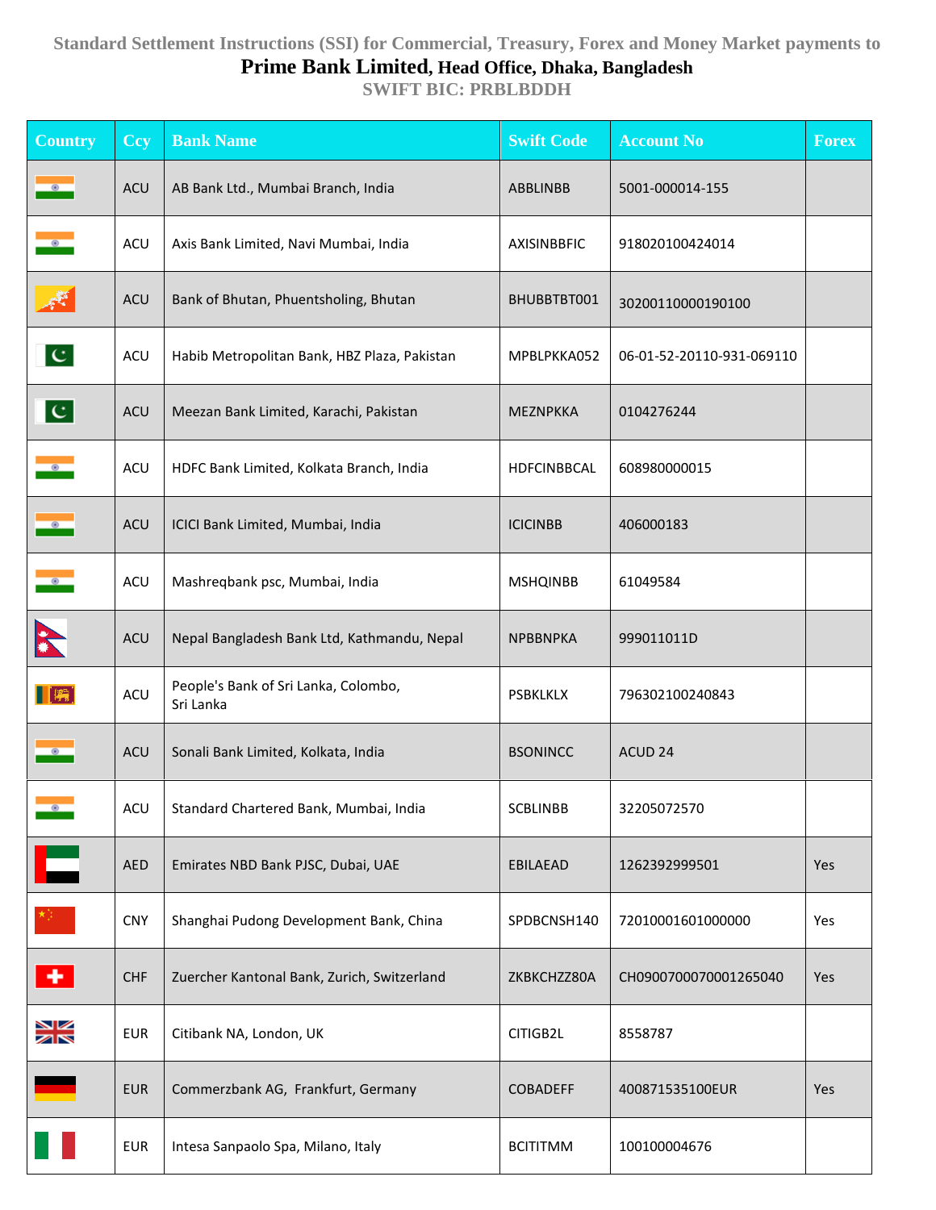Standard Settlement Instructions (SSI) for Commercial, Treasury, Forex and Money Market payments to

# Prime Bank Limited, Head Office, Dhaka, Bangladesh

SWIFT BIC: PRBLBDDH

| Country | Ccy | Bank Name | Swift Code | Account No | Forex |
|---|---|---|---|---|---|
| | ACU | AB Bank Ltd., Mumbai Branch, India | ABBLINBB | 5001-000014-155 | |
| | ACU | Axis Bank Limited, Navi Mumbai, India | AXISINBBFIC | 918020100424014 | |
| | ACU | Bank of Bhutan, Phuentsholing, Bhutan | BHUBBTBT001 | 30200110000190100 | |
| | ACU | Habib Metropolitan Bank, HBZ Plaza, Pakistan | MPBLPKKA052 | 06-01-52-20110-931-069110 | |
| | ACU | Meezan Bank Limited, Karachi, Pakistan | MEZNPKKA | 0104276244 | |
| | ACU | HDFC Bank Limited, Kolkata Branch, India | HDFCINBBCAL | 608980000015 | |
| | ACU | ICICI Bank Limited, Mumbai, India | ICICINBB | 406000183 | |
| | ACU | Mashreqbank psc, Mumbai, India | MSHQINBB | 61049584 | |
| | ACU | Nepal Bangladesh Bank Ltd, Kathmandu, Nepal | NPBBNPKA | 999011011D | |
| | ACU | People's Bank of Sri Lanka, Colombo, Sri Lanka | PSBKLKLX | 796302100240843 | |
| | ACU | Sonali Bank Limited, Kolkata, India | BSONINCC | ACUD 24 | |
| | ACU | Standard Chartered Bank, Mumbai, India | SCBLINBB | 32205072570 | |
| | AED | Emirates NBD Bank PJSC, Dubai, UAE | EBILAEAD | 1262392999501 | Yes |
| | CNY | Shanghai Pudong Development Bank, China | SPDBCNSH140 | 72010001601000000 | Yes |
| | CHF | Zuercher Kantonal Bank, Zurich, Switzerland | ZKBKCHZZ80A | CH0900700070001265040 | Yes |
| | EUR | Citibank NA, London, UK | CITIGB2L | 8558787 | |
| | EUR | Commerzbank AG, Frankfurt, Germany | COBADEFF | 400871535100EUR | Yes |
| | EUR | Intesa Sanpaolo Spa, Milano, Italy | BCITITMM | 100100004676 | |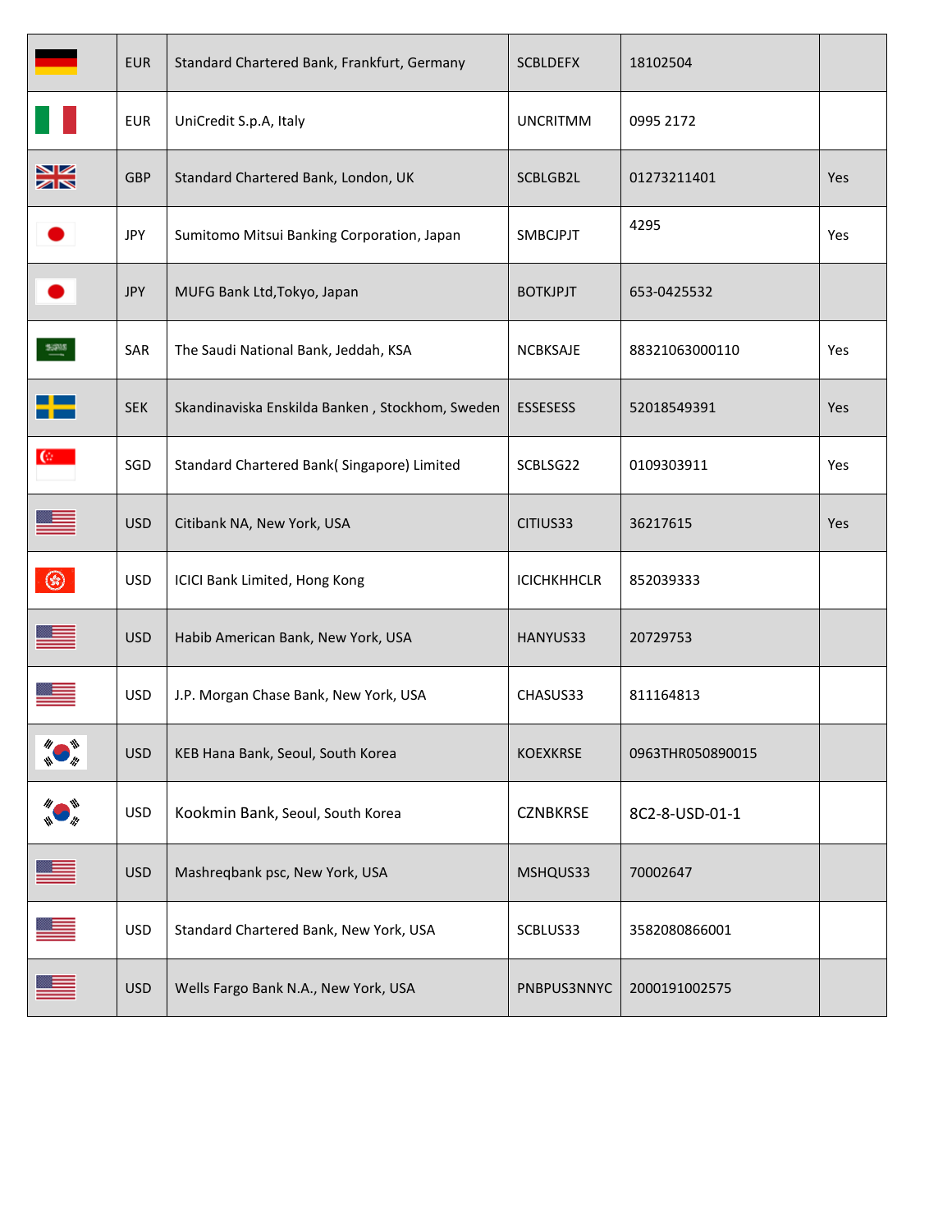| | | | | | |
|---|---|---|---|---|---|
| | EUR | Standard Chartered Bank, Frankfurt, Germany | SCBLDEFX | 18102504 | |
| | EUR | UniCredit S.p.A, Italy | UNCRITMM | 0995 2172 | |
| | GBP | Standard Chartered Bank, London, UK | SCBLGB2L | 01273211401 | Yes |
| | JPY | Sumitomo Mitsui Banking Corporation, Japan | SMBCJPJT | 4295 | Yes |
| | JPY | MUFG Bank Ltd,Tokyo, Japan | BOTKJPJT | 653-0425532 | |
| | SAR | The Saudi National Bank, Jeddah, KSA | NCBKSAJE | 88321063000110 | Yes |
| | SEK | Skandinaviska Enskilda Banken , Stockhom, Sweden | ESSESESS | 52018549391 | Yes |
| | SGD | Standard Chartered Bank( Singapore) Limited | SCBLSG22 | 0109303911 | Yes |
| | USD | Citibank NA, New York, USA | CITIUS33 | 36217615 | Yes |
| | USD | ICICI Bank Limited, Hong Kong | ICICHKHHCLR | 852039333 | |
| | USD | Habib American Bank, New York, USA | HANYUS33 | 20729753 | |
| | USD | J.P. Morgan Chase Bank, New York, USA | CHASUS33 | 811164813 | |
| | USD | KEB Hana Bank, Seoul, South Korea | KOEXKRSE | 0963THR050890015 | |
| | USD | Kookmin Bank, Seoul, South Korea | CZNBKRSE | 8C2-8-USD-01-1 | |
| | USD | Mashreqbank psc, New York, USA | MSHQUS33 | 70002647 | |
| | USD | Standard Chartered Bank, New York, USA | SCBLUS33 | 3582080866001 | |
| | USD | Wells Fargo Bank N.A., New York, USA | PNBPUS3NNYC | 2000191002575 | |